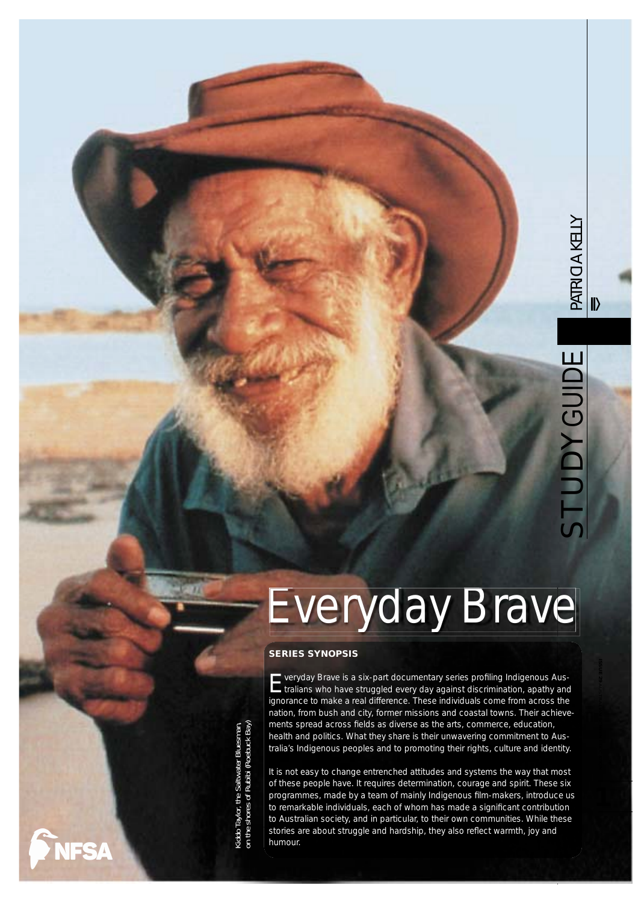# Everyday Brave

STUDY GUIDE

PATRICIA KELLY

## SERIES SYNOPSIS

Everyday Brave is a six-part documentary series profiling Indigenous Australians who have struggled every day against discrimination, apathy and ignorance to make a real difference. These individuals come from across the nation, from bush and city, former missions and coastal towns. Their achievements spread across fields as diverse as the arts, commerce, education, health and politics. What they share is their unwavering commitment to Australia's Indigenous peoples and to promoting their rights, culture and identity.

It is not easy to change entrenched attitudes and systems the way that most of these people have. It requires determination, courage and spirit. These six programmes, made by a team of mainly Indigenous film-makers, introduce us to remarkable individuals, each of whom has made a significant contribution to Australian society, and in particular, to their own communities. While these stories are about struggle and hardship, they also reflect warmth, joy and humour.

Kiddo Taylor, the Saltwater Bluesman, on the shores of Rubibi (Roebuck Bay)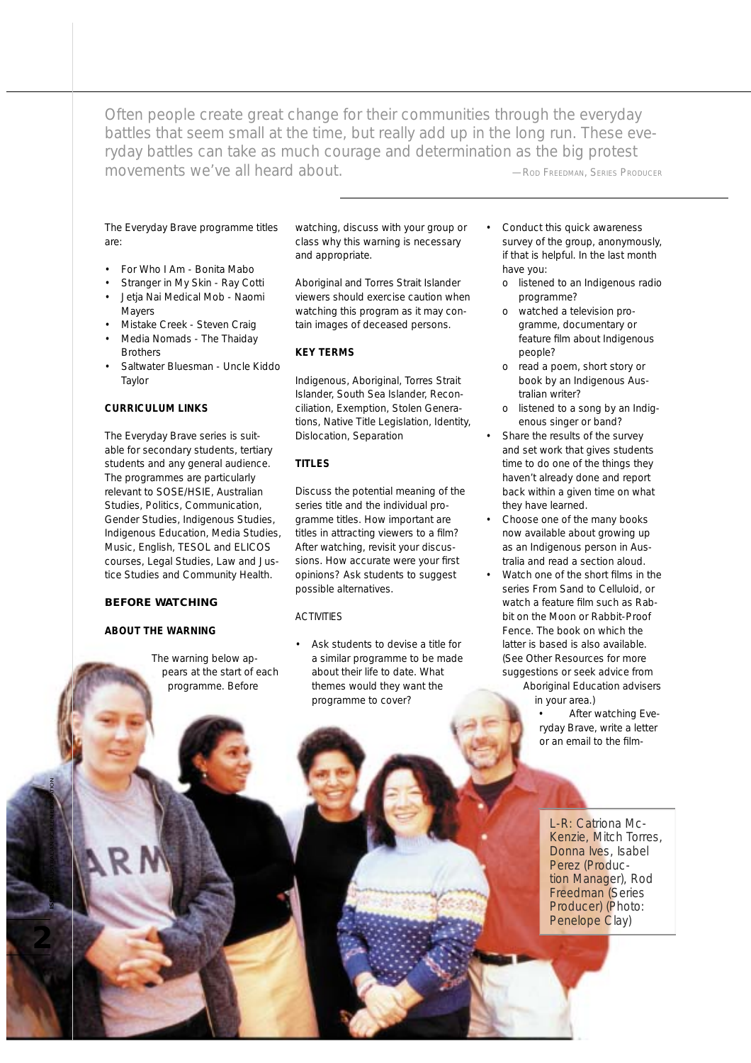Often people create great change for their communities through the everyday battles that seem small at the time, but really add up in the long run. These everyday battles can take as much courage and determination as the big protest movements we've all heard about. —ROD FREEDMAN, SERIES PRODUCER

The Everyday Brave programme titles are:

- For Who I Am - Bonita Mabo
- Stranger in My Skin - Ray Cotti
- Jetja Nai Medical Mob - Naomi Mayers
- Mistake Creek - Steven Craig
- Media Nomads - The Thaiday Brothers
- Saltwater Bluesman - Uncle Kiddo Taylor

### CURRICULUM LINKS

The Everyday Brave series is suitable for secondary students, tertiary students and any general audience. The programmes are particularly relevant to SOSE/HSIE, Australian Studies, Politics, Communication, Gender Studies, Indigenous Studies, Indigenous Education, Media Studies, Music, English, TESOL and ELICOS courses, Legal Studies, Law and Justice Studies and Community Health.

## BEFORE WATCHING

### ABOUT THE WARNING

The warning below appears at the start of each programme. Before watching, discuss with your group or class why this warning is necessary and appropriate.

Aboriginal and Torres Strait Islander viewers should exercise caution when watching this program as it may contain images of deceased persons.

### KEY TERMS

Indigenous, Aboriginal, Torres Strait Islander, South Sea Islander, Reconciliation, Exemption, Stolen Generations, Native Title Legislation, Identity, Dislocation, Separation

### TITLES

Discuss the potential meaning of the series title and the individual programme titles. How important are titles in attracting viewers to a film? After watching, revisit your discussions. How accurate were your first opinions? Ask students to suggest possible alternatives.

ACTIVITIES

- Ask students to devise a title for a similar programme to be made about their life to date. What themes would they want the programme to cover?
- Conduct this quick awareness survey of the group, anonymously, if that is helpful. In the last month have you:
  - listened to an Indigenous radio programme?
  - watched a television programme, documentary or feature film about Indigenous people?
  - read a poem, short story or book by an Indigenous Australian writer?
  - listened to a song by an Indigenous singer or band?
- Share the results of the survey and set work that gives students time to do one of the things they haven't already done and report back within a given time on what they have learned.
- Choose one of the many books now available about growing up as an Indigenous person in Australia and read a section aloud.
- Watch one of the short films in the series From Sand to Celluloid, or watch a feature film such as Rabbit on the Moon or Rabbit-Proof Fence. The book on which the latter is based is also available. (See Other Resources for more suggestions or seek advice from Aboriginal Education advisers in your area.)
- After watching Everyday Brave, write a letter or an email to the film-

L-R: Catriona McKenzie, Mitch Torres, Donna Ives, Isabel Perez (Production Manager), Rod Freedman (Series Producer) (Photo: Penelope Clay)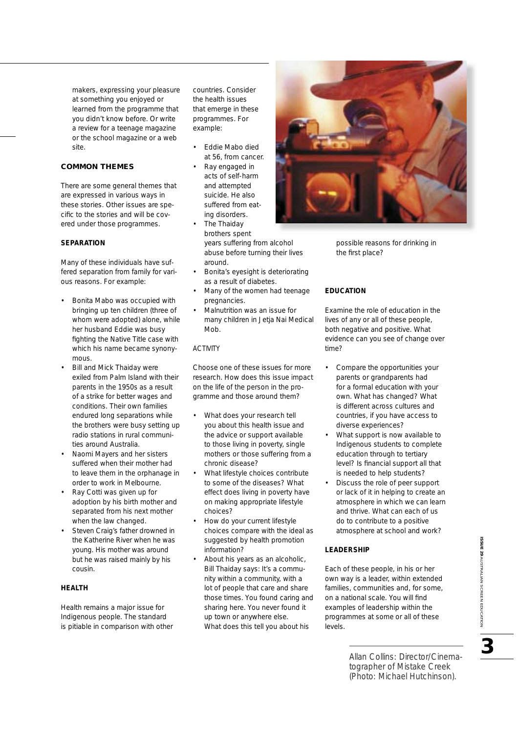makers, expressing your pleasure at something you enjoyed or learned from the programme that you didn't know before. Or write a review for a teenage magazine or the school magazine or a web site.

## COMMON THEMES

There are some general themes that are expressed in various ways in these stories. Other issues are specific to the stories and will be covered under those programmes.

### SEPARATION

Many of these individuals have suffered separation from family for various reasons. For example:

- Bonita Mabo was occupied with bringing up ten children (three of whom were adopted) alone, while her husband Eddie was busy fighting the Native Title case with which his name became synonymous.
- Bill and Mick Thaiday were exiled from Palm Island with their parents in the 1950s as a result of a strike for better wages and conditions. Their own families endured long separations while the brothers were busy setting up radio stations in rural communities around Australia.
- Naomi Mayers and her sisters suffered when their mother had to leave them in the orphanage in order to work in Melbourne.
- Ray Cotti was given up for adoption by his birth mother and separated from his next mother when the law changed.
- Steven Craig's father drowned in the Katherine River when he was young. His mother was around but he was raised mainly by his cousin.

### HEALTH

Health remains a major issue for Indigenous people. The standard is pitiable in comparison with other countries. Consider the health issues that emerge in these programmes. For example:

- Eddie Mabo died at 56, from cancer.
- Ray engaged in acts of self-harm and attempted suicide. He also suffered from eating disorders.
- The Thaiday brothers spent years suffering from alcohol abuse before turning their lives around.
- Bonita's eyesight is deteriorating as a result of diabetes.
- Many of the women had teenage pregnancies.
- Malnutrition was an issue for many children in Jetja Nai Medical Mob.

ACTIVITY

Choose one of these issues for more research. How does this issue impact on the life of the person in the programme and those around them?

- What does your research tell you about this health issue and the advice or support available to those living in poverty, single mothers or those suffering from a chronic disease?
- What lifestyle choices contribute to some of the diseases? What effect does living in poverty have on making appropriate lifestyle choices?
- How do your current lifestyle choices compare with the ideal as suggested by health promotion information?
- About his years as an alcoholic, Bill Thaiday says: It's a community within a community, with a lot of people that care and share those times. You found caring and sharing here. You never found it up town or anywhere else. What does this tell you about his possible reasons for drinking in the first place?

### EDUCATION

Examine the role of education in the lives of any or all of these people, both negative and positive. What evidence can you see of change over time?

- Compare the opportunities your parents or grandparents had for a formal education with your own. What has changed? What is different across cultures and countries, if you have access to diverse experiences?
- What support is now available to Indigenous students to complete education through to tertiary level? Is financial support all that is needed to help students?
- Discuss the role of peer support or lack of it in helping to create an atmosphere in which we can learn and thrive. What can each of us do to contribute to a positive atmosphere at school and work?

### LEADERSHIP

Each of these people, in his or her own way is a leader, within extended families, communities and, for some, on a national scale. You will find examples of leadership within the programmes at some or all of these levels.

Allan Collins: Director/Cinematographer of Mistake Creek (Photo: Michael Hutchinson).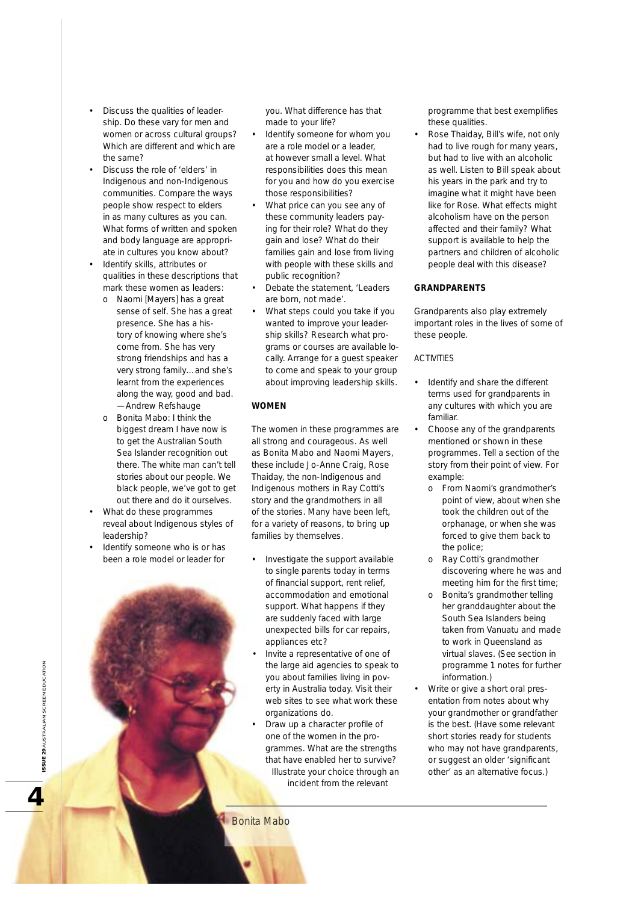- Discuss the qualities of leadership. Do these vary for men and women or across cultural groups? Which are different and which are the same?
- Discuss the role of 'elders' in Indigenous and non-Indigenous communities. Compare the ways people show respect to elders in as many cultures as you can. What forms of written and spoken and body language are appropriate in cultures you know about?
- Identify skills, attributes or qualities in these descriptions that mark these women as leaders:
  - Naomi [Mayers] has a great sense of self. She has a great presence. She has a history of knowing where she's come from. She has very strong friendships and has a very strong family…and she's learnt from the experiences along the way, good and bad. —Andrew Refshauge
  - Bonita Mabo: I think the biggest dream I have now is to get the Australian South Sea Islander recognition out there. The white man can't tell stories about our people. We black people, we've got to get out there and do it ourselves.
- What do these programmes reveal about Indigenous styles of leadership?
- Identify someone who is or has been a role model or leader for you. What difference has that made to your life?
- Identify someone for whom you are a role model or a leader, at however small a level. What responsibilities does this mean for you and how do you exercise those responsibilities?
- What price can you see any of these community leaders paying for their role? What do they gain and lose? What do their families gain and lose from living with people with these skills and public recognition?
- Debate the statement, 'Leaders are born, not made'.
- What steps could you take if you wanted to improve your leadership skills? Research what programs or courses are available locally. Arrange for a guest speaker to come and speak to your group about improving leadership skills.

## WOMEN

The women in these programmes are all strong and courageous. As well as Bonita Mabo and Naomi Mayers, these include Jo-Anne Craig, Rose Thaiday, the non-Indigenous and Indigenous mothers in Ray Cotti's story and the grandmothers in all of the stories. Many have been left, for a variety of reasons, to bring up families by themselves.

- Investigate the support available to single parents today in terms of financial support, rent relief, accommodation and emotional support. What happens if they are suddenly faced with large unexpected bills for car repairs, appliances etc?
- Invite a representative of one of the large aid agencies to speak to you about families living in poverty in Australia today. Visit their web sites to see what work these organizations do.
- Draw up a character profile of one of the women in the programmes. What are the strengths that have enabled her to survive? Illustrate your choice through an incident from the relevant programme that best exemplifies these qualities.
- Rose Thaiday, Bill's wife, not only had to live rough for many years, but had to live with an alcoholic as well. Listen to Bill speak about his years in the park and try to imagine what it might have been like for Rose. What effects might alcoholism have on the person affected and their family? What support is available to help the partners and children of alcoholic people deal with this disease?

## GRANDPARENTS

Grandparents also play extremely important roles in the lives of some of these people.

ACTIVITIES

- Identify and share the different terms used for grandparents in any cultures with which you are familiar.
- Choose any of the grandparents mentioned or shown in these programmes. Tell a section of the story from their point of view. For example:
  - From Naomi's grandmother's point of view, about when she took the children out of the orphanage, or when she was forced to give them back to the police;
  - Ray Cotti's grandmother discovering where he was and meeting him for the first time;
  - Bonita's grandmother telling her granddaughter about the South Sea Islanders being taken from Vanuatu and made to work in Queensland as virtual slaves. (See section in programme 1 notes for further information.)
- Write or give a short oral presentation from notes about why your grandmother or grandfather is the best. (Have some relevant short stories ready for students who may not have grandparents, or suggest an older 'significant other' as an alternative focus.)

Bonita Mabo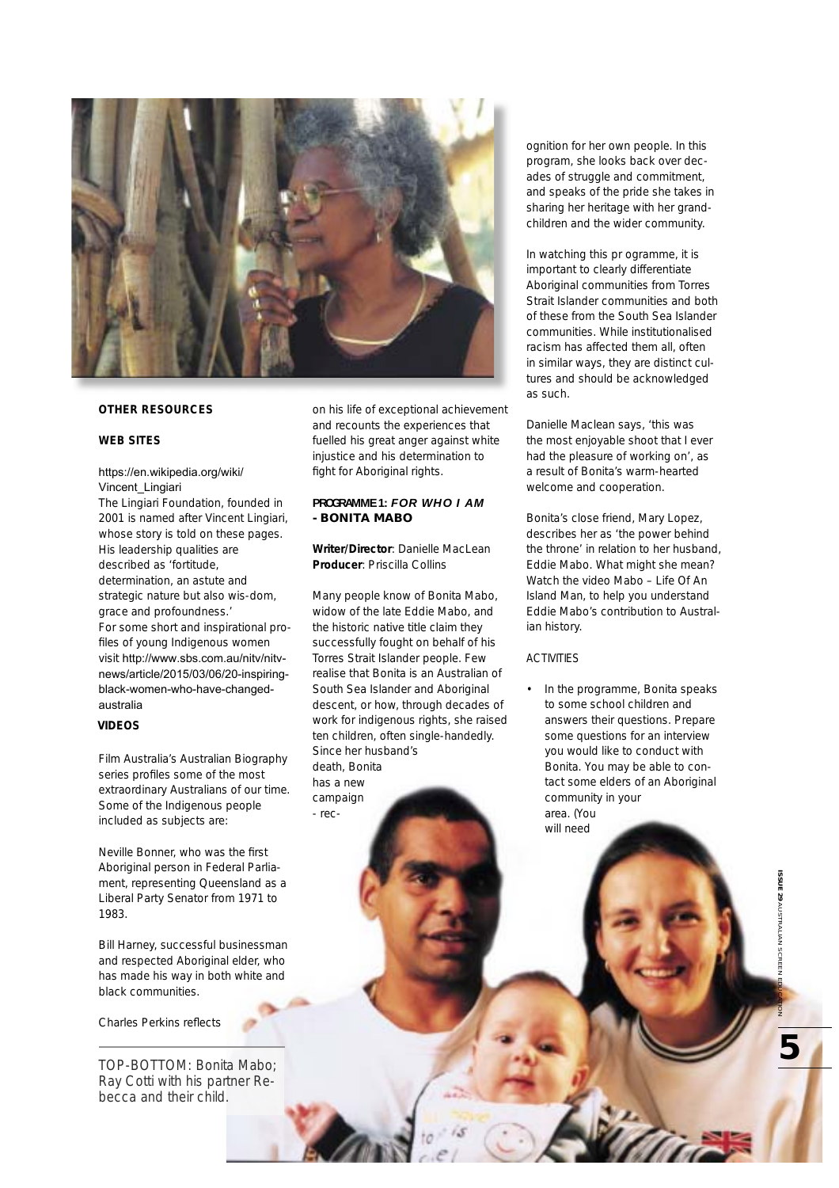### OTHER RESOURCES

#### WEB SITES

https://en.wikipedia.org/wiki/Vincent_Lingiari
The Lingiari Foundation, founded in 2001 is named after Vincent Lingiari, whose story is told on these pages. His leadership qualities are described as 'fortitude, determination, an astute and strategic nature but also wis-dom, grace and profoundness.'
For some short and inspirational profiles of young Indigenous women visit http://www.sbs.com.au/nitv/nitv-news/article/2015/03/06/20-inspiring-black-women-who-have-changed-australia

#### VIDEOS

Film Australia's Australian Biography series profiles some of the most extraordinary Australians of our time. Some of the Indigenous people included as subjects are:

Neville Bonner, who was the first Aboriginal person in Federal Parliament, representing Queensland as a Liberal Party Senator from 1971 to 1983.

Bill Harney, successful businessman and respected Aboriginal elder, who has made his way in both white and black communities.

Charles Perkins reflects on his life of exceptional achievement and recounts the experiences that fuelled his great anger against white injustice and his determination to fight for Aboriginal rights.

TOP-BOTTOM: Bonita Mabo; Ray Cotti with his partner Rebecca and their child.

### PROGRAMME 1: *FOR WHO I AM* - BONITA MABO

**Writer/Director**: Danielle MacLean
**Producer**: Priscilla Collins

Many people know of Bonita Mabo, widow of the late Eddie Mabo, and the historic native title claim they successfully fought on behalf of his Torres Strait Islander people. Few realise that Bonita is an Australian of South Sea Islander and Aboriginal descent, or how, through decades of work for indigenous rights, she raised ten children, often single-handedly. Since her husband's death, Bonita has a new campaign - recognition for her own people. In this program, she looks back over decades of struggle and commitment, and speaks of the pride she takes in sharing her heritage with her grandchildren and the wider community.

In watching this programme, it is important to clearly differentiate Aboriginal communities from Torres Strait Islander communities and both of these from the South Sea Islander communities. While institutionalised racism has affected them all, often in similar ways, they are distinct cultures and should be acknowledged as such.

Danielle Maclean says, 'this was the most enjoyable shoot that I ever had the pleasure of working on', as a result of Bonita's warm-hearted welcome and cooperation.

Bonita's close friend, Mary Lopez, describes her as 'the power behind the throne' in relation to her husband, Eddie Mabo. What might she mean? Watch the video Mabo – Life Of An Island Man, to help you understand Eddie Mabo's contribution to Australian history.

ACTIVITIES

- In the programme, Bonita speaks to some school children and answers their questions. Prepare some questions for an interview you would like to conduct with Bonita. You may be able to contact some elders of an Aboriginal community in your area. (You will need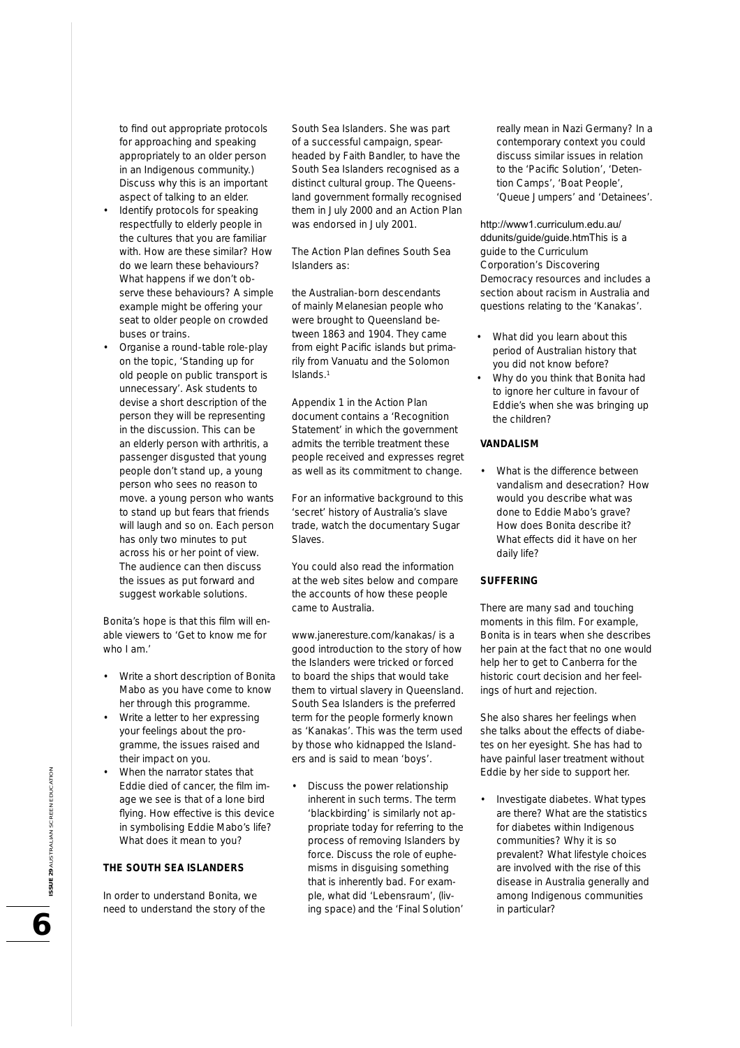to find out appropriate protocols for approaching and speaking appropriately to an older person in an Indigenous community.) Discuss why this is an important aspect of talking to an elder.

- Identify protocols for speaking respectfully to elderly people in the cultures that you are familiar with. How are these similar? How do we learn these behaviours? What happens if we don't observe these behaviours? A simple example might be offering your seat to older people on crowded buses or trains.
- Organise a round-table role-play on the topic, 'Standing up for old people on public transport is unnecessary'. Ask students to devise a short description of the person they will be representing in the discussion. This can be an elderly person with arthritis, a passenger disgusted that young people don't stand up, a young person who sees no reason to move. a young person who wants to stand up but fears that friends will laugh and so on. Each person has only two minutes to put across his or her point of view. The audience can then discuss the issues as put forward and suggest workable solutions.

Bonita's hope is that this film will enable viewers to 'Get to know me for who I am.'

- Write a short description of Bonita Mabo as you have come to know her through this programme.
- Write a letter to her expressing your feelings about the programme, the issues raised and their impact on you.
- When the narrator states that Eddie died of cancer, the film image we see is that of a lone bird flying. How effective is this device in symbolising Eddie Mabo's life? What does it mean to you?

**THE SOUTH SEA ISLANDERS**

In order to understand Bonita, we need to understand the story of the South Sea Islanders. She was part of a successful campaign, spearheaded by Faith Bandler, to have the South Sea Islanders recognised as a distinct cultural group. The Queensland government formally recognised them in July 2000 and an Action Plan was endorsed in July 2001.

The Action Plan defines South Sea Islanders as:

the Australian-born descendants of mainly Melanesian people who were brought to Queensland between 1863 and 1904. They came from eight Pacific islands but primarily from Vanuatu and the Solomon Islands.[1]

Appendix 1 in the Action Plan document contains a 'Recognition Statement' in which the government admits the terrible treatment these people received and expresses regret as well as its commitment to change.

For an informative background to this 'secret' history of Australia's slave trade, watch the documentary Sugar Slaves.

You could also read the information at the web sites below and compare the accounts of how these people came to Australia.

www.janeresture.com/kanakas/ is a good introduction to the story of how the Islanders were tricked or forced to board the ships that would take them to virtual slavery in Queensland. South Sea Islanders is the preferred term for the people formerly known as 'Kanakas'. This was the term used by those who kidnapped the Islanders and is said to mean 'boys'.

- Discuss the power relationship inherent in such terms. The term 'blackbirding' is similarly not appropriate today for referring to the process of removing Islanders by force. Discuss the role of euphemisms in disguising something that is inherently bad. For example, what did 'Lebensraum', (living space) and the 'Final Solution' really mean in Nazi Germany? In a contemporary context you could discuss similar issues in relation to the 'Pacific Solution', 'Detention Camps', 'Boat People', 'Queue Jumpers' and 'Detainees'.

http://www1.curriculum.edu.au/ddunits/guide/guide.htmThis is a guide to the Curriculum Corporation's Discovering Democracy resources and includes a section about racism in Australia and questions relating to the 'Kanakas'.

- What did you learn about this period of Australian history that you did not know before?
- Why do you think that Bonita had to ignore her culture in favour of Eddie's when she was bringing up the children?

**VANDALISM**

- What is the difference between vandalism and desecration? How would you describe what was done to Eddie Mabo's grave? How does Bonita describe it? What effects did it have on her daily life?

**SUFFERING**

There are many sad and touching moments in this film. For example, Bonita is in tears when she describes her pain at the fact that no one would help her to get to Canberra for the historic court decision and her feelings of hurt and rejection.

She also shares her feelings when she talks about the effects of diabetes on her eyesight. She has had to have painful laser treatment without Eddie by her side to support her.

- Investigate diabetes. What types are there? What are the statistics for diabetes within Indigenous communities? Why it is so prevalent? What lifestyle choices are involved with the rise of this disease in Australia generally and among Indigenous communities in particular?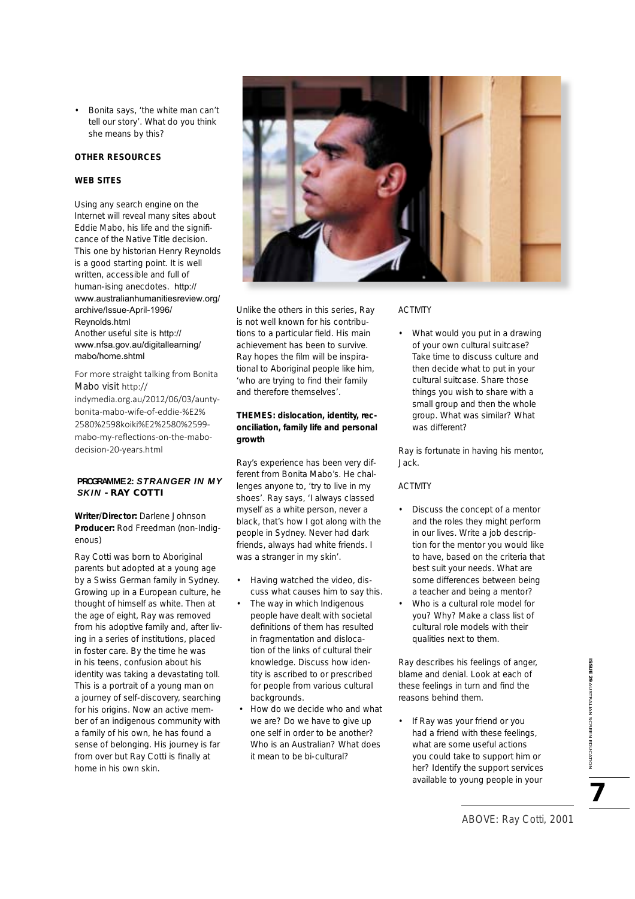- Bonita says, 'the white man can't tell our story'. What do you think she means by this?

**OTHER RESOURCES**

**WEB SITES**

Using any search engine on the Internet will reveal many sites about Eddie Mabo, his life and the significance of the Native Title decision. This one by historian Henry Reynolds is a good starting point. It is well written, accessible and full of human-ising anecdotes. http://www.australianhumanitiesreview.org/archive/Issue-April-1996/Reynolds.html

Another useful site is http://www.nfsa.gov.au/digitallearning/mabo/home.shtml

For more straight talking from Bonita Mabo visit http://indymedia.org.au/2012/06/03/aunty-bonita-mabo-wife-of-eddie-%E2%2580%2598koiki%E2%2580%2599-mabo-my-reflections-on-the-mabo-decision-20-years.html

## PROGRAMME 2: *STRANGER IN MY SKIN* - RAY COTTI

**Writer/Director:** Darlene Johnson
**Producer:** Rod Freedman (non-Indigenous)

Ray Cotti was born to Aboriginal parents but adopted at a young age by a Swiss German family in Sydney. Growing up in a European culture, he thought of himself as white. Then at the age of eight, Ray was removed from his adoptive family and, after living in a series of institutions, placed in foster care. By the time he was in his teens, confusion about his identity was taking a devastating toll. This is a portrait of a young man on a journey of self-discovery, searching for his origins. Now an active member of an indigenous community with a family of his own, he has found a sense of belonging. His journey is far from over but Ray Cotti is finally at home in his own skin.

Unlike the others in this series, Ray is not well known for his contributions to a particular field. His main achievement has been to survive. Ray hopes the film will be inspirational to Aboriginal people like him, 'who are trying to find their family and therefore themselves'.

**THEMES: dislocation, identity, reconciliation, family life and personal growth**

Ray's experience has been very different from Bonita Mabo's. He challenges anyone to, 'try to live in my shoes'. Ray says, 'I always classed myself as a white person, never a black, that's how I got along with the people in Sydney. Never had dark friends, always had white friends. I was a stranger in my skin'.

- Having watched the video, discuss what causes him to say this.
- The way in which Indigenous people have dealt with societal definitions of them has resulted in fragmentation and dislocation of the links of cultural their knowledge. Discuss how identity is ascribed to or prescribed for people from various cultural backgrounds.
- How do we decide who and what we are? Do we have to give up one self in order to be another? Who is an Australian? What does it mean to be bi-cultural?

ACTIVITY

- What would you put in a drawing of your own cultural suitcase? Take time to discuss culture and then decide what to put in your cultural suitcase. Share those things you wish to share with a small group and then the whole group. What was similar? What was different?

Ray is fortunate in having his mentor, Jack.

ACTIVITY

- Discuss the concept of a mentor and the roles they might perform in our lives. Write a job description for the mentor you would like to have, based on the criteria that best suit your needs. What are some differences between being a teacher and being a mentor?
- Who is a cultural role model for you? Why? Make a class list of cultural role models with their qualities next to them.

Ray describes his feelings of anger, blame and denial. Look at each of these feelings in turn and find the reasons behind them.

- If Ray was your friend or you had a friend with these feelings, what are some useful actions you could take to support him or her? Identify the support services available to young people in your

ABOVE: Ray Cotti, 2001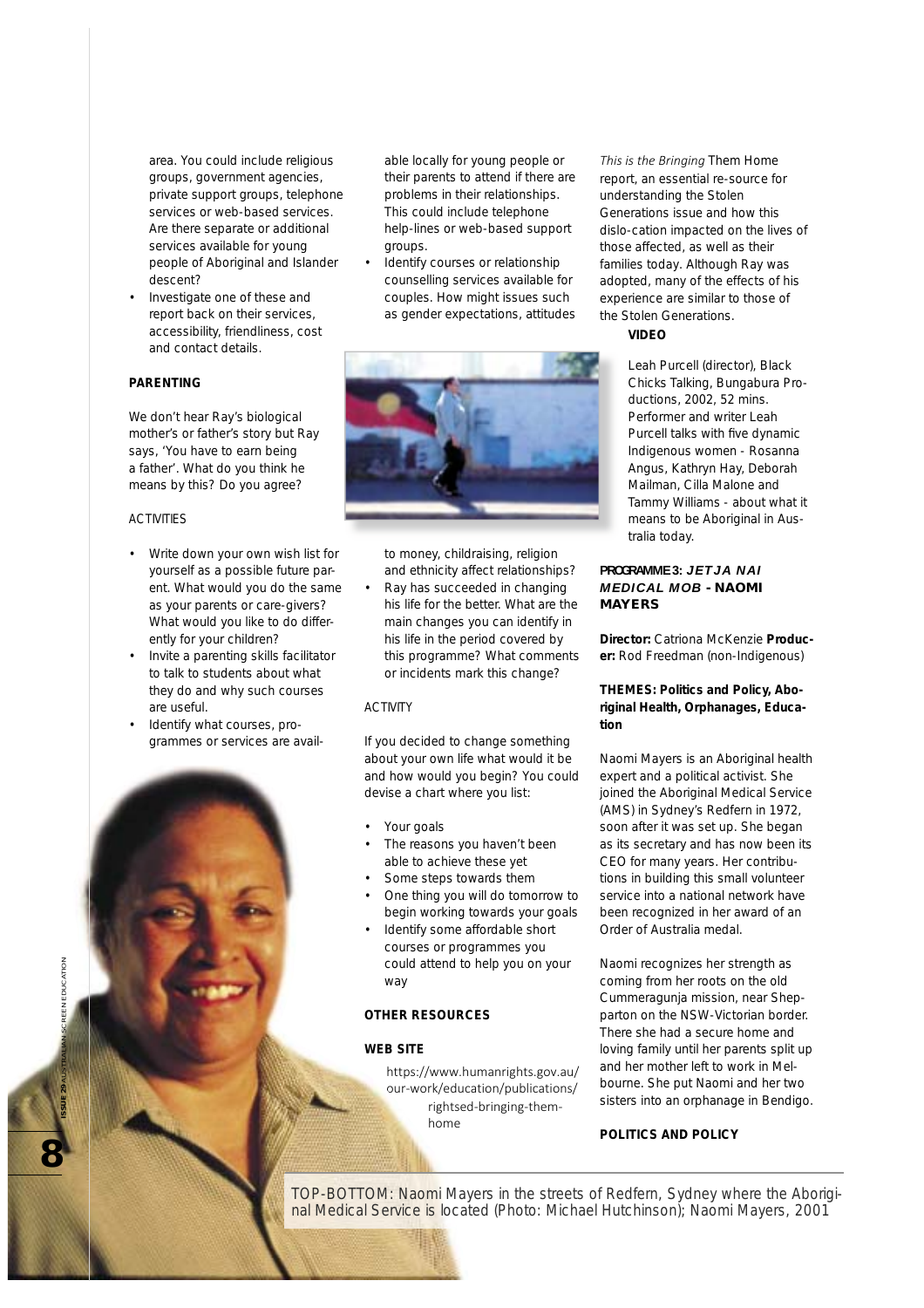area. You could include religious groups, government agencies, private support groups, telephone services or web-based services. Are there separate or additional services available for young people of Aboriginal and Islander descent?

- Investigate one of these and report back on their services, accessibility, friendliness, cost and contact details.

**PARENTING**

We don't hear Ray's biological mother's or father's story but Ray says, 'You have to earn being a father'. What do you think he means by this? Do you agree?

ACTIVITIES

- Write down your own wish list for yourself as a possible future parent. What would you do the same as your parents or care-givers? What would you like to do differently for your children?
- Invite a parenting skills facilitator to talk to students about what they do and why such courses are useful.
- Identify what courses, programmes or services are available locally for young people or their parents to attend if there are problems in their relationships. This could include telephone help-lines or web-based support groups.
- Identify courses or relationship counselling services available for couples. How might issues such as gender expectations, attitudes to money, childraising, religion and ethnicity affect relationships?
- Ray has succeeded in changing his life for the better. What are the main changes you can identify in his life in the period covered by this programme? What comments or incidents mark this change?

ACTIVITY

If you decided to change something about your own life what would it be and how would you begin? You could devise a chart where you list:

- Your goals
- The reasons you haven't been able to achieve these yet
- Some steps towards them
- One thing you will do tomorrow to begin working towards your goals
- Identify some affordable short courses or programmes you could attend to help you on your way

**OTHER RESOURCES**

**WEB SITE**

https://www.humanrights.gov.au/our-work/education/publications/rightsed-bringing-them-home

*This is the Bringing* Them Home report, an essential re-source for understanding the Stolen Generations issue and how this dislo-cation impacted on the lives of those affected, as well as their families today. Although Ray was adopted, many of the effects of his experience are similar to those of the Stolen Generations.

**VIDEO**

Leah Purcell (director), Black Chicks Talking, Bungabura Productions, 2002, 52 mins. Performer and writer Leah Purcell talks with five dynamic Indigenous women - Rosanna Angus, Kathryn Hay, Deborah Mailman, Cilla Malone and Tammy Williams - about what it means to be Aboriginal in Australia today.

## PROGRAMME 3: *JETJA NAI MEDICAL MOB* - NAOMI MAYERS

**Director:** Catriona McKenzie **Producer:** Rod Freedman (non-Indigenous)

**THEMES: Politics and Policy, Aboriginal Health, Orphanages, Education**

Naomi Mayers is an Aboriginal health expert and a political activist. She joined the Aboriginal Medical Service (AMS) in Sydney's Redfern in 1972, soon after it was set up. She began as its secretary and has now been its CEO for many years. Her contributions in building this small volunteer service into a national network have been recognized in her award of an Order of Australia medal.

Naomi recognizes her strength as coming from her roots on the old Cummeragunja mission, near Shepparton on the NSW-Victorian border. There she had a secure home and loving family until her parents split up and her mother left to work in Melbourne. She put Naomi and her two sisters into an orphanage in Bendigo.

**POLITICS AND POLICY**

TOP-BOTTOM: Naomi Mayers in the streets of Redfern, Sydney where the Aboriginal Medical Service is located (Photo: Michael Hutchinson); Naomi Mayers, 2001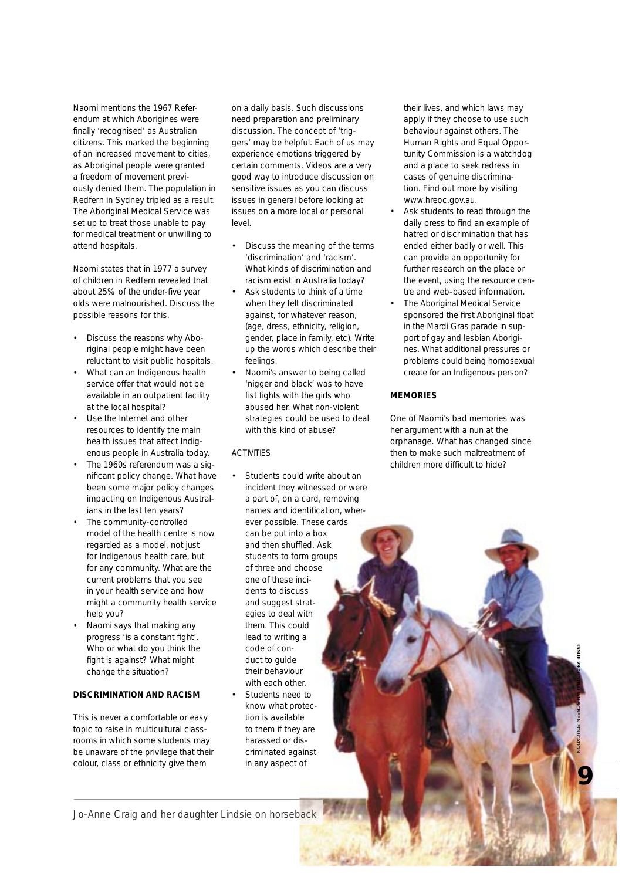Naomi mentions the 1967 Referendum at which Aborigines were finally 'recognised' as Australian citizens. This marked the beginning of an increased movement to cities, as Aboriginal people were granted a freedom of movement previously denied them. The population in Redfern in Sydney tripled as a result. The Aboriginal Medical Service was set up to treat those unable to pay for medical treatment or unwilling to attend hospitals.

Naomi states that in 1977 a survey of children in Redfern revealed that about 25% of the under-five year olds were malnourished. Discuss the possible reasons for this.

- Discuss the reasons why Aboriginal people might have been reluctant to visit public hospitals.
- What can an Indigenous health service offer that would not be available in an outpatient facility at the local hospital?
- Use the Internet and other resources to identify the main health issues that affect Indigenous people in Australia today.
- The 1960s referendum was a significant policy change. What have been some major policy changes impacting on Indigenous Australians in the last ten years?
- The community-controlled model of the health centre is now regarded as a model, not just for Indigenous health care, but for any community. What are the current problems that you see in your health service and how might a community health service help you?
- Naomi says that making any progress 'is a constant fight'. Who or what do you think the fight is against? What might change the situation?

**DISCRIMINATION AND RACISM**

This is never a comfortable or easy topic to raise in multicultural classrooms in which some students may be unaware of the privilege that their colour, class or ethnicity give them on a daily basis. Such discussions need preparation and preliminary discussion. The concept of 'triggers' may be helpful. Each of us may experience emotions triggered by certain comments. Videos are a very good way to introduce discussion on sensitive issues as you can discuss issues in general before looking at issues on a more local or personal level.

- Discuss the meaning of the terms 'discrimination' and 'racism'. What kinds of discrimination and racism exist in Australia today?
- Ask students to think of a time when they felt discriminated against, for whatever reason, (age, dress, ethnicity, religion, gender, place in family, etc). Write up the words which describe their feelings.
- Naomi's answer to being called 'nigger and black' was to have fist fights with the girls who abused her. What non-violent strategies could be used to deal with this kind of abuse?

ACTIVITIES

- Students could write about an incident they witnessed or were a part of, on a card, removing names and identification, wherever possible. These cards can be put into a box and then shuffled. Ask students to form groups of three and choose one of these incidents to discuss and suggest strategies to deal with them. This could lead to writing a code of conduct to guide their behaviour with each other.
- Students need to know what protection is available to them if they are harassed or discriminated against in any aspect of their lives, and which laws may apply if they choose to use such behaviour against others. The Human Rights and Equal Opportunity Commission is a watchdog and a place to seek redress in cases of genuine discrimination. Find out more by visiting www.hreoc.gov.au.
- Ask students to read through the daily press to find an example of hatred or discrimination that has ended either badly or well. This can provide an opportunity for further research on the place or the event, using the resource centre and web-based information.
- The Aboriginal Medical Service sponsored the first Aboriginal float in the Mardi Gras parade in support of gay and lesbian Aborigines. What additional pressures or problems could being homosexual create for an Indigenous person?

**MEMORIES**

One of Naomi's bad memories was her argument with a nun at the orphanage. What has changed since then to make such maltreatment of children more difficult to hide?

*Jo-Anne Craig and her daughter Lindsie on horseback*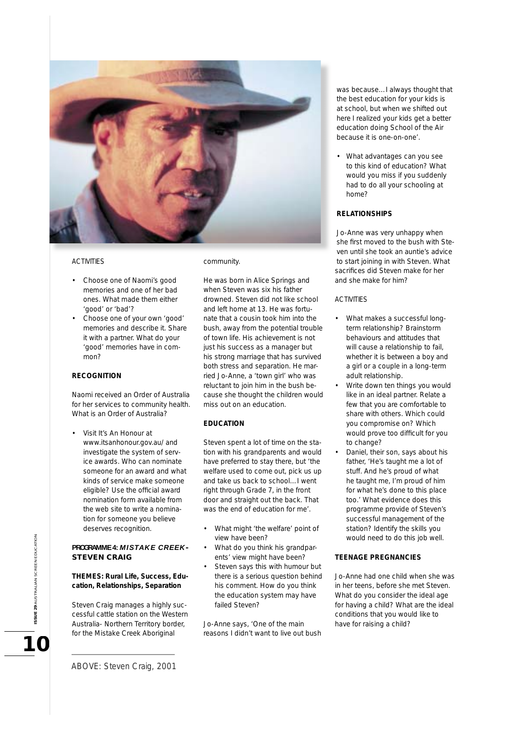ACTIVITIES

- Choose one of Naomi's good memories and one of her bad ones. What made them either 'good' or 'bad'?
- Choose one of your own 'good' memories and describe it. Share it with a partner. What do your 'good' memories have in common?

**RECOGNITION**

Naomi received an Order of Australia for her services to community health. What is an Order of Australia?

- Visit It's An Honour at www.itsanhonour.gov.au/ and investigate the system of service awards. Who can nominate someone for an award and what kinds of service make someone eligible? Use the official award nomination form available from the web site to write a nomination for someone you believe deserves recognition.

## PROGRAMME 4: *MISTAKE CREEK*- STEVEN CRAIG

**THEMES: Rural Life, Success, Education, Relationships, Separation**

Steven Craig manages a highly successful cattle station on the Western Australia- Northern Territory border, for the Mistake Creek Aboriginal community.

He was born in Alice Springs and when Steven was six his father drowned. Steven did not like school and left home at 13. He was fortunate that a cousin took him into the bush, away from the potential trouble of town life. His achievement is not just his success as a manager but his strong marriage that has survived both stress and separation. He married Jo-Anne, a 'town girl' who was reluctant to join him in the bush because she thought the children would miss out on an education.

**EDUCATION**

Steven spent a lot of time on the station with his grandparents and would have preferred to stay there, but 'the welfare used to come out, pick us up and take us back to school…I went right through Grade 7, in the front door and straight out the back. That was the end of education for me'.

- What might 'the welfare' point of view have been?
- What do you think his grandparents' view might have been?
- Steven says this with humour but there is a serious question behind his comment. How do you think the education system may have failed Steven?

Jo-Anne says, 'One of the main reasons I didn't want to live out bush was because…I always thought that the best education for your kids is at school, but when we shifted out here I realized your kids get a better education doing School of the Air because it is one-on-one'.

- What advantages can you see to this kind of education? What would you miss if you suddenly had to do all your schooling at home?

**RELATIONSHIPS**

Jo-Anne was very unhappy when she first moved to the bush with Steven until she took an auntie's advice to start joining in with Steven. What sacrifices did Steven make for her and she make for him?

ACTIVITIES

- What makes a successful long-term relationship? Brainstorm behaviours and attitudes that will cause a relationship to fail, whether it is between a boy and a girl or a couple in a long-term adult relationship.
- Write down ten things you would like in an ideal partner. Relate a few that you are comfortable to share with others. Which could you compromise on? Which would prove too difficult for you to change?
- Daniel, their son, says about his father, 'He's taught me a lot of stuff. And he's proud of what he taught me, I'm proud of him for what he's done to this place too.' What evidence does this programme provide of Steven's successful management of the station? Identify the skills you would need to do this job well.

**TEENAGE PREGNANCIES**

Jo-Anne had one child when she was in her teens, before she met Steven. What do you consider the ideal age for having a child? What are the ideal conditions that you would like to have for raising a child?

ABOVE: Steven Craig, 2001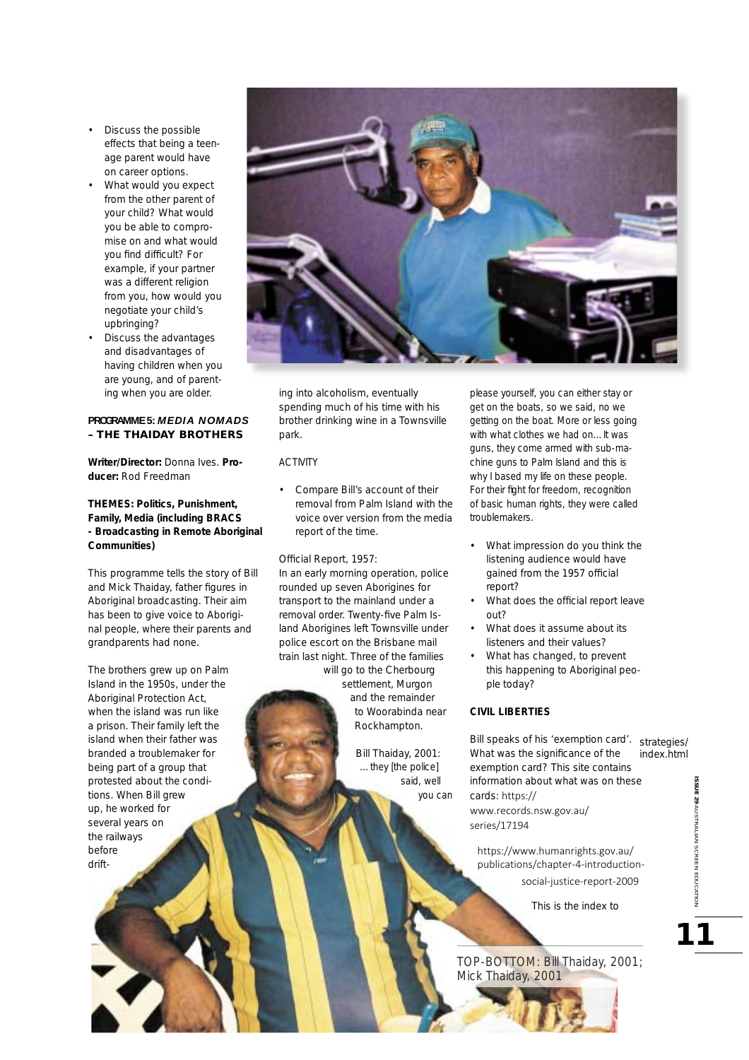- Discuss the possible effects that being a teenage parent would have on career options.
- What would you expect from the other parent of your child? What would you be able to compromise on and what would you find difficult? For example, if your partner was a different religion from you, how would you negotiate your child's upbringing?
- Discuss the advantages and disadvantages of having children when you are young, and of parenting when you are older.

**PROGRAMME 5: *MEDIA NOMADS* – THE THAIDAY BROTHERS**

**Writer/Director:** Donna Ives. **Producer:** Rod Freedman

**THEMES: Politics, Punishment, Family, Media (including BRACS - Broadcasting in Remote Aboriginal Communities)**

This programme tells the story of Bill and Mick Thaiday, father figures in Aboriginal broadcasting. Their aim has been to give voice to Aboriginal people, where their parents and grandparents had none.

The brothers grew up on Palm Island in the 1950s, under the Aboriginal Protection Act, when the island was run like a prison. Their family left the island when their father was branded a troublemaker for being part of a group that protested about the conditions. When Bill grew up, he worked for several years on the railways before drifting into alcoholism, eventually spending much of his time with his brother drinking wine in a Townsville park.

ACTIVITY

- Compare Bill's account of their removal from Palm Island with the voice over version from the media report of the time.

Official Report, 1957:
In an early morning operation, police rounded up seven Aborigines for transport to the mainland under a removal order. Twenty-five Palm Island Aborigines left Townsville under police escort on the Brisbane mail train last night. Three of the families will go to the Cherbourg settlement, Murgon and the remainder to Woorabinda near Rockhampton.

Bill Thaiday, 2001:
... they [the police] said, well you can please yourself, you can either stay or get on the boats, so we said, no we getting on the boat. More or less going with what clothes we had on... It was guns, they come armed with sub-machine guns to Palm Island and this is why I based my life on these people. For their fight for freedom, recognition of basic human rights, they were called troublemakers.

- What impression do you think the listening audience would have gained from the 1957 official report?
- What does the official report leave out?
- What does it assume about its listeners and their values?
- What has changed, to prevent this happening to Aboriginal people today?

**CIVIL LIBERTIES**

Bill speaks of his 'exemption card'. What was the significance of the exemption card? This site contains information about what was on these cards: https://www.records.nsw.gov.au/series/17194

https://www.humanrights.gov.au/publications/chapter-4-introduction-social-justice-report-2009

This is the index to strategies/index.html

TOP-BOTTOM: Bill Thaiday, 2001; Mick Thaiday, 2001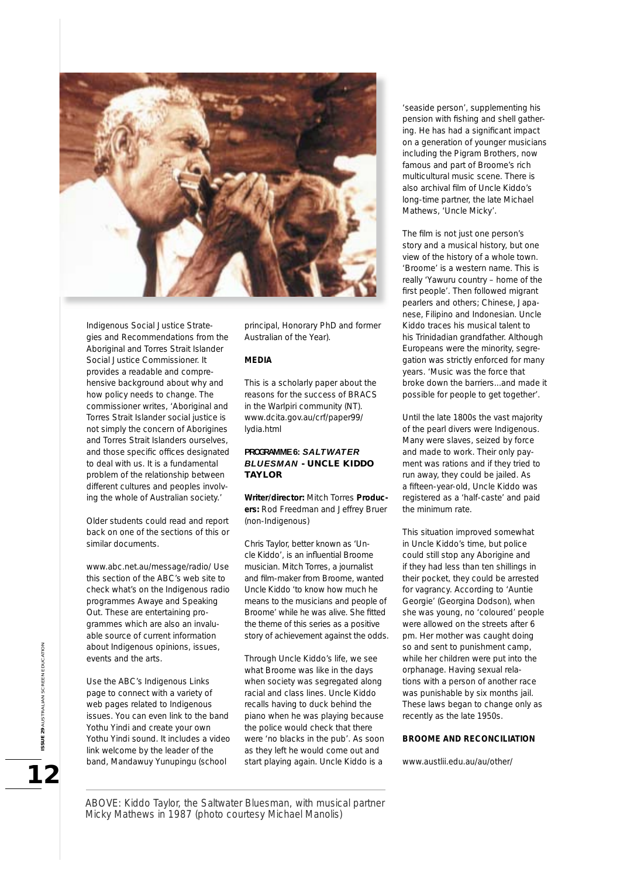Indigenous Social Justice Strategies and Recommendations from the Aboriginal and Torres Strait Islander Social Justice Commissioner. It provides a readable and comprehensive background about why and how policy needs to change. The commissioner writes, 'Aboriginal and Torres Strait Islander social justice is not simply the concern of Aborigines and Torres Strait Islanders ourselves, and those specific offices designated to deal with us. It is a fundamental problem of the relationship between different cultures and peoples involving the whole of Australian society.'

Older students could read and report back on one of the sections of this or similar documents.

www.abc.net.au/message/radio/ Use this section of the ABC's web site to check what's on the Indigenous radio programmes Awaye and Speaking Out. These are entertaining programmes which are also an invaluable source of current information about Indigenous opinions, issues, events and the arts.

Use the ABC's Indigenous Links page to connect with a variety of web pages related to Indigenous issues. You can even link to the band Yothu Yindi and create your own Yothu Yindi sound. It includes a video link welcome by the leader of the band, Mandawuy Yunupingu (school principal, Honorary PhD and former Australian of the Year).

**MEDIA**

This is a scholarly paper about the reasons for the success of BRACS in the Warlpiri community (NT). www.dcita.gov.au/crf/paper99/lydia.html

### PROGRAMME 6: *SALTWATER BLUESMAN* - UNCLE KIDDO TAYLOR

**Writer/director:** Mitch Torres **Producers:** Rod Freedman and Jeffrey Bruer (non-Indigenous)

Chris Taylor, better known as 'Uncle Kiddo', is an influential Broome musician. Mitch Torres, a journalist and film-maker from Broome, wanted Uncle Kiddo 'to know how much he means to the musicians and people of Broome' while he was alive. She fitted the theme of this series as a positive story of achievement against the odds.

Through Uncle Kiddo's life, we see what Broome was like in the days when society was segregated along racial and class lines. Uncle Kiddo recalls having to duck behind the piano when he was playing because the police would check that there were 'no blacks in the pub'. As soon as they left he would come out and start playing again. Uncle Kiddo is a 'seaside person', supplementing his pension with fishing and shell gathering. He has had a significant impact on a generation of younger musicians including the Pigram Brothers, now famous and part of Broome's rich multicultural music scene. There is also archival film of Uncle Kiddo's long-time partner, the late Michael Mathews, 'Uncle Micky'.

The film is not just one person's story and a musical history, but one view of the history of a whole town. 'Broome' is a western name. This is really 'Yawuru country – home of the first people'. Then followed migrant pearlers and others; Chinese, Japanese, Filipino and Indonesian. Uncle Kiddo traces his musical talent to his Trinidadian grandfather. Although Europeans were the minority, segregation was strictly enforced for many years. 'Music was the force that broke down the barriers…and made it possible for people to get together'.

Until the late 1800s the vast majority of the pearl divers were Indigenous. Many were slaves, seized by force and made to work. Their only payment was rations and if they tried to run away, they could be jailed. As a fifteen-year-old, Uncle Kiddo was registered as a 'half-caste' and paid the minimum rate.

This situation improved somewhat in Uncle Kiddo's time, but police could still stop any Aborigine and if they had less than ten shillings in their pocket, they could be arrested for vagrancy. According to 'Auntie Georgie' (Georgina Dodson), when she was young, no 'coloured' people were allowed on the streets after 6 pm. Her mother was caught doing so and sent to punishment camp, while her children were put into the orphanage. Having sexual relations with a person of another race was punishable by six months jail. These laws began to change only as recently as the late 1950s.

**BROOME AND RECONCILIATION**

www.austlii.edu.au/au/other/

ABOVE: Kiddo Taylor, the Saltwater Bluesman, with musical partner Micky Mathews in 1987 (photo courtesy Michael Manolis)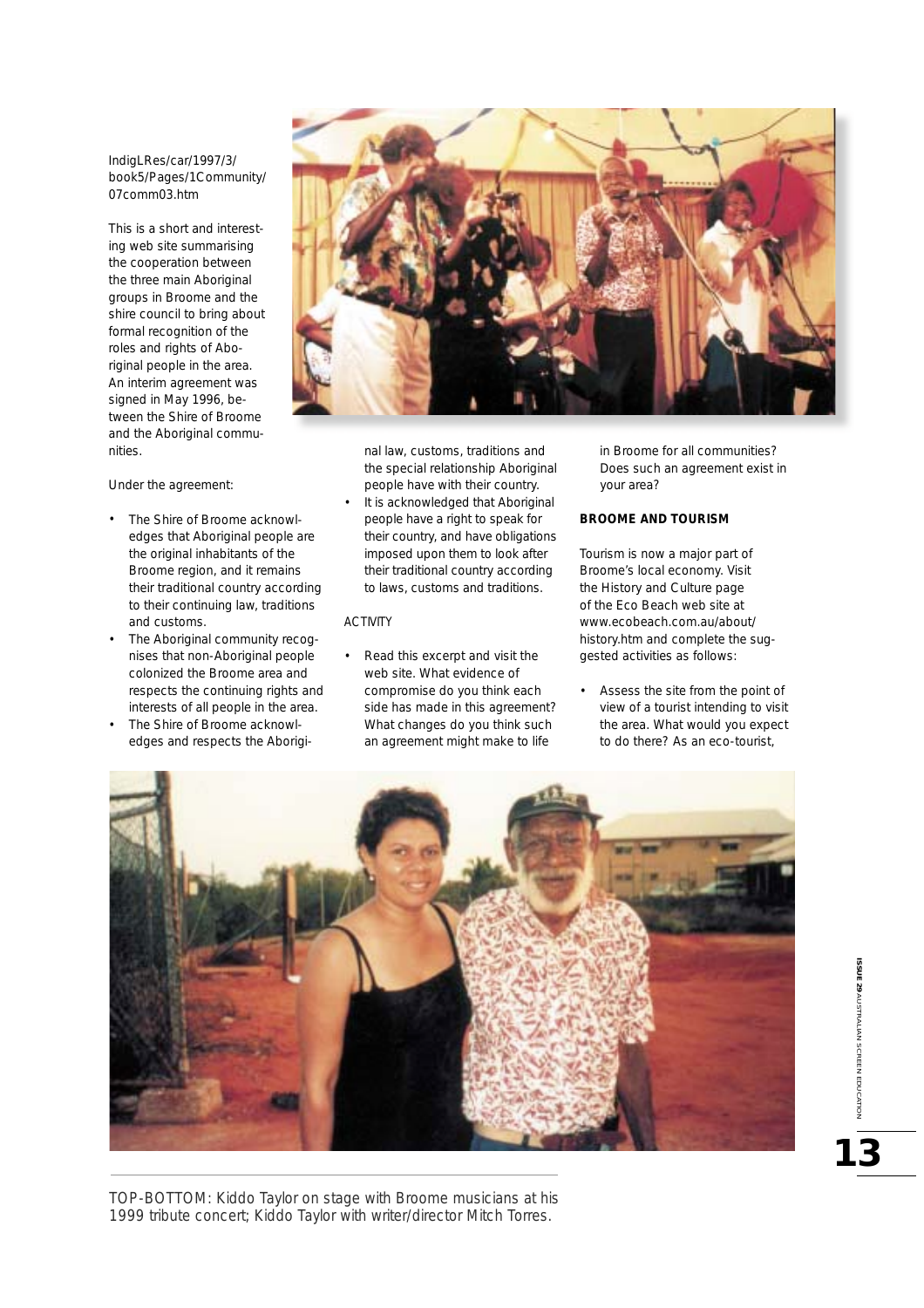IndigLRes/car/1997/3/book5/Pages/1Community/07comm03.htm

This is a short and interesting web site summarising the cooperation between the three main Aboriginal groups in Broome and the shire council to bring about formal recognition of the roles and rights of Aboriginal people in the area. An interim agreement was signed in May 1996, between the Shire of Broome and the Aboriginal communities.

Under the agreement:

- The Shire of Broome acknowledges that Aboriginal people are the original inhabitants of the Broome region, and it remains their traditional country according to their continuing law, traditions and customs.
- The Aboriginal community recognises that non-Aboriginal people colonized the Broome area and respects the continuing rights and interests of all people in the area.
- The Shire of Broome acknowledges and respects the Aboriginal law, customs, traditions and the special relationship Aboriginal people have with their country.
- It is acknowledged that Aboriginal people have a right to speak for their country, and have obligations imposed upon them to look after their traditional country according to laws, customs and traditions.

ACTIVITY

- Read this excerpt and visit the web site. What evidence of compromise do you think each side has made in this agreement? What changes do you think such an agreement might make to life in Broome for all communities? Does such an agreement exist in your area?

**BROOME AND TOURISM**

Tourism is now a major part of Broome's local economy. Visit the History and Culture page of the Eco Beach web site at www.ecobeach.com.au/about/history.htm and complete the suggested activities as follows:

- Assess the site from the point of view of a tourist intending to visit the area. What would you expect to do there? As an eco-tourist,

TOP-BOTTOM: Kiddo Taylor on stage with Broome musicians at his 1999 tribute concert; Kiddo Taylor with writer/director Mitch Torres.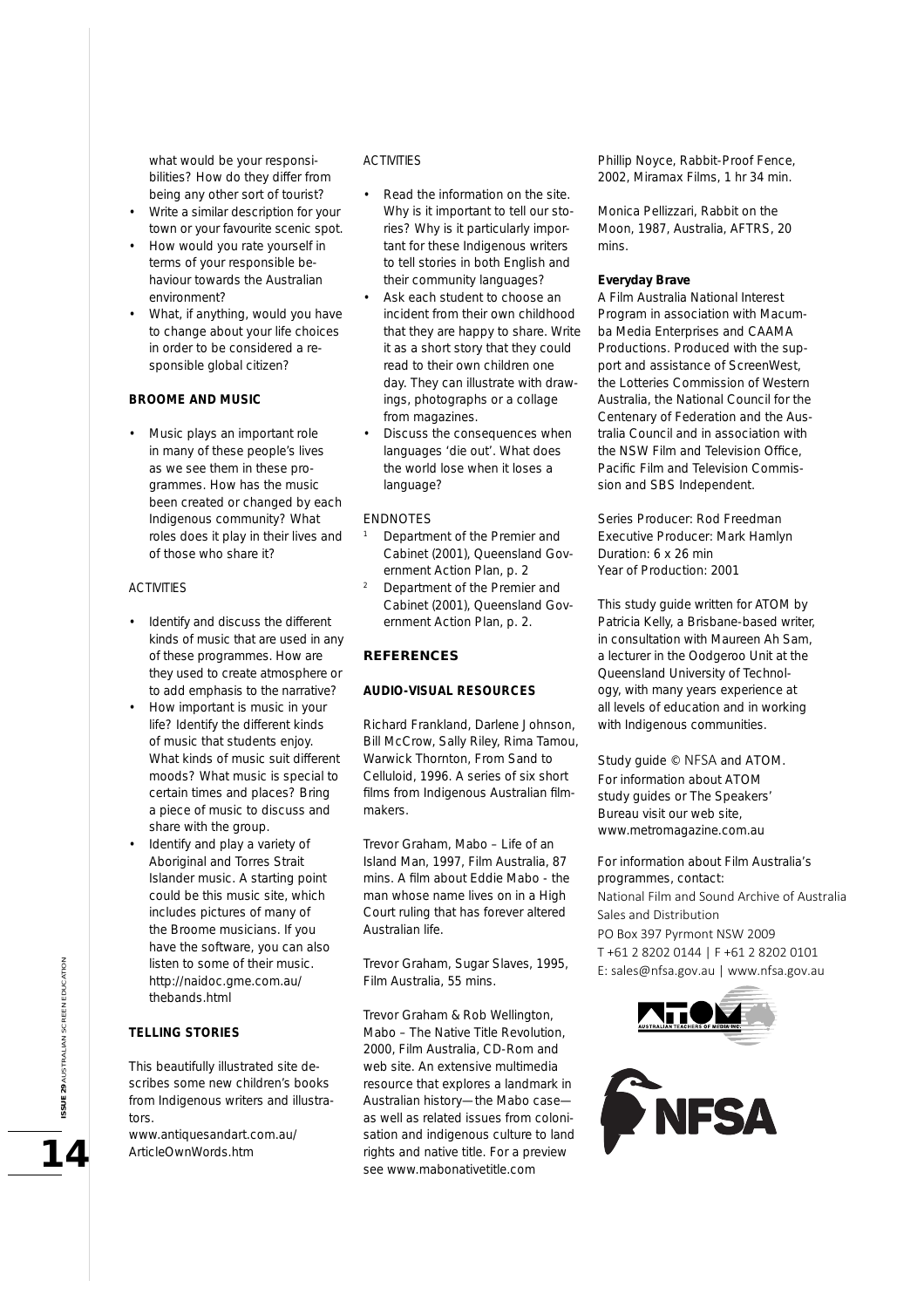what would be your responsibilities? How do they differ from being any other sort of tourist?

- Write a similar description for your town or your favourite scenic spot.
- How would you rate yourself in terms of your responsible behaviour towards the Australian environment?
- What, if anything, would you have to change about your life choices in order to be considered a responsible global citizen?

**BROOME AND MUSIC**

- Music plays an important role in many of these people's lives as we see them in these programmes. How has the music been created or changed by each Indigenous community? What roles does it play in their lives and of those who share it?

ACTIVITIES

- Identify and discuss the different kinds of music that are used in any of these programmes. How are they used to create atmosphere or to add emphasis to the narrative?
- How important is music in your life? Identify the different kinds of music that students enjoy. What kinds of music suit different moods? What music is special to certain times and places? Bring a piece of music to discuss and share with the group.
- Identify and play a variety of Aboriginal and Torres Strait Islander music. A starting point could be this music site, which includes pictures of many of the Broome musicians. If you have the software, you can also listen to some of their music. http://naidoc.gme.com.au/thebands.html

**TELLING STORIES**

This beautifully illustrated site describes some new children's books from Indigenous writers and illustrators.
www.antiquesandart.com.au/ArticleOwnWords.htm

ACTIVITIES

- Read the information on the site. Why is it important to tell our stories? Why is it particularly important for these Indigenous writers to tell stories in both English and their community languages?
- Ask each student to choose an incident from their own childhood that they are happy to share. Write it as a short story that they could read to their own children one day. They can illustrate with drawings, photographs or a collage from magazines.
- Discuss the consequences when languages 'die out'. What does the world lose when it loses a language?

ENDNOTES

1. Department of the Premier and Cabinet (2001), Queensland Government Action Plan, p. 2
2. Department of the Premier and Cabinet (2001), Queensland Government Action Plan, p. 2.

## REFERENCES

**AUDIO-VISUAL RESOURCES**

Richard Frankland, Darlene Johnson, Bill McCrow, Sally Riley, Rima Tamou, Warwick Thornton, From Sand to Celluloid, 1996. A series of six short films from Indigenous Australian filmmakers.

Trevor Graham, Mabo – Life of an Island Man, 1997, Film Australia, 87 mins. A film about Eddie Mabo - the man whose name lives on in a High Court ruling that has forever altered Australian life.

Trevor Graham, Sugar Slaves, 1995, Film Australia, 55 mins.

Trevor Graham & Rob Wellington, Mabo – The Native Title Revolution, 2000, Film Australia, CD-Rom and web site. An extensive multimedia resource that explores a landmark in Australian history—the Mabo case—as well as related issues from colonisation and indigenous culture to land rights and native title. For a preview see www.mabonativetitle.com

Phillip Noyce, Rabbit-Proof Fence, 2002, Miramax Films, 1 hr 34 min.

Monica Pellizzari, Rabbit on the Moon, 1987, Australia, AFTRS, 20 mins.

**Everyday Brave**
A Film Australia National Interest Program in association with Macumba Media Enterprises and CAAMA Productions. Produced with the support and assistance of ScreenWest, the Lotteries Commission of Western Australia, the National Council for the Centenary of Federation and the Australia Council and in association with the NSW Film and Television Office, Pacific Film and Television Commission and SBS Independent.

Series Producer: Rod Freedman
Executive Producer: Mark Hamlyn
Duration: 6 x 26 min
Year of Production: 2001

This study guide written for ATOM by Patricia Kelly, a Brisbane-based writer, in consultation with Maureen Ah Sam, a lecturer in the Oodgeroo Unit at the Queensland University of Technology, with many years experience at all levels of education and in working with Indigenous communities.

Study guide © NFSA and ATOM.
For information about ATOM study guides or The Speakers' Bureau visit our web site, www.metromagazine.com.au

For information about Film Australia's programmes, contact:
National Film and Sound Archive of Australia
Sales and Distribution
PO Box 397 Pyrmont NSW 2009
T +61 2 8202 0144 | F +61 2 8202 0101
E: sales@nfsa.gov.au | www.nfsa.gov.au